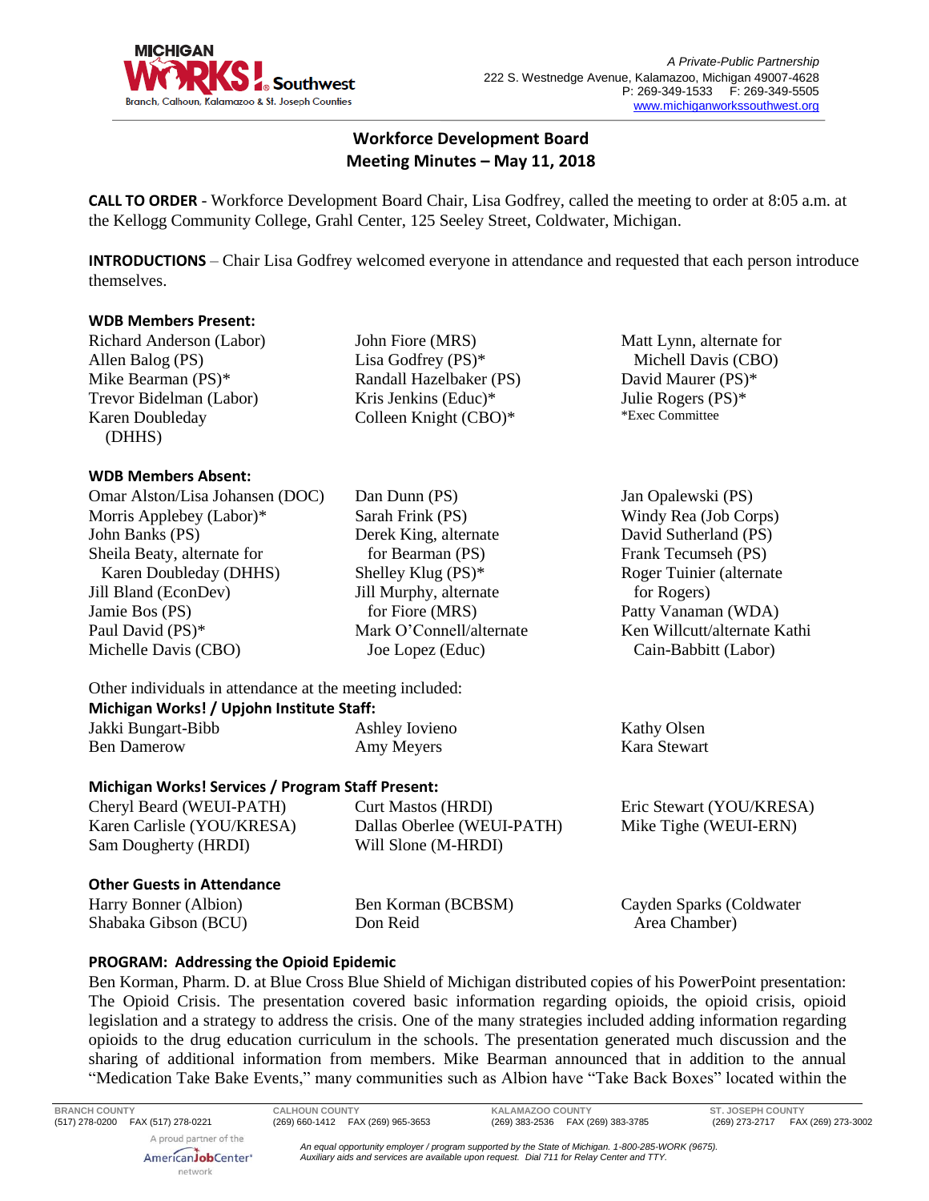# Workforce Development Board
## Meeting Minutes – May 11, 2018

**CALL TO ORDER** - Workforce Development Board Chair, Lisa Godfrey, called the meeting to order at 8:05 a.m. at the Kellogg Community College, Grahl Center, 125 Seeley Street, Coldwater, Michigan.

**INTRODUCTIONS** – Chair Lisa Godfrey welcomed everyone in attendance and requested that each person introduce themselves.

### WDB Members Present:

Richard Anderson (Labor)
Allen Balog (PS)
Mike Bearman (PS)*
Trevor Bidelman (Labor)
Karen Doubleday (DHHS)
John Fiore (MRS)
Lisa Godfrey (PS)*
Randall Hazelbaker (PS)
Kris Jenkins (Educ)*
Colleen Knight (CBO)*
Matt Lynn, alternate for Michell Davis (CBO)
David Maurer (PS)*
Julie Rogers (PS)*

*Exec Committee

### WDB Members Absent:

Omar Alston/Lisa Johansen (DOC)
Morris Applebey (Labor)*
John Banks (PS)
Sheila Beaty, alternate for Karen Doubleday (DHHS)
Jill Bland (EconDev)
Jamie Bos (PS)
Paul David (PS)*
Michelle Davis (CBO)
Dan Dunn (PS)
Sarah Frink (PS)
Derek King, alternate for Bearman (PS)
Shelley Klug (PS)*
Jill Murphy, alternate for Fiore (MRS)
Mark O'Connell/alternate Joe Lopez (Educ)
Jan Opalewski (PS)
Windy Rea (Job Corps)
David Sutherland (PS)
Frank Tecumseh (PS)
Roger Tuinier (alternate for Rogers)
Patty Vanaman (WDA)
Ken Willcutt/alternate Kathi Cain-Babbitt (Labor)

Other individuals in attendance at the meeting included:

### Michigan Works! / Upjohn Institute Staff:

Jakki Bungart-Bibb
Ben Damerow
Ashley Iovieno
Amy Meyers
Kathy Olsen
Kara Stewart

### Michigan Works! Services / Program Staff Present:

Cheryl Beard (WEUI-PATH)
Karen Carlisle (YOU/KRESA)
Sam Dougherty (HRDI)
Curt Mastos (HRDI)
Dallas Oberlee (WEUI-PATH)
Will Slone (M-HRDI)
Eric Stewart (YOU/KRESA)
Mike Tighe (WEUI-ERN)

### Other Guests in Attendance

Harry Bonner (Albion)
Shabaka Gibson (BCU)
Ben Korman (BCBSM)
Don Reid
Cayden Sparks (Coldwater Area Chamber)

### PROGRAM: Addressing the Opioid Epidemic

Ben Korman, Pharm. D. at Blue Cross Blue Shield of Michigan distributed copies of his PowerPoint presentation: The Opioid Crisis. The presentation covered basic information regarding opioids, the opioid crisis, opioid legislation and a strategy to address the crisis. One of the many strategies included adding information regarding opioids to the drug education curriculum in the schools. The presentation generated much discussion and the sharing of additional information from members. Mike Bearman announced that in addition to the annual "Medication Take Bake Events," many communities such as Albion have "Take Back Boxes" located within the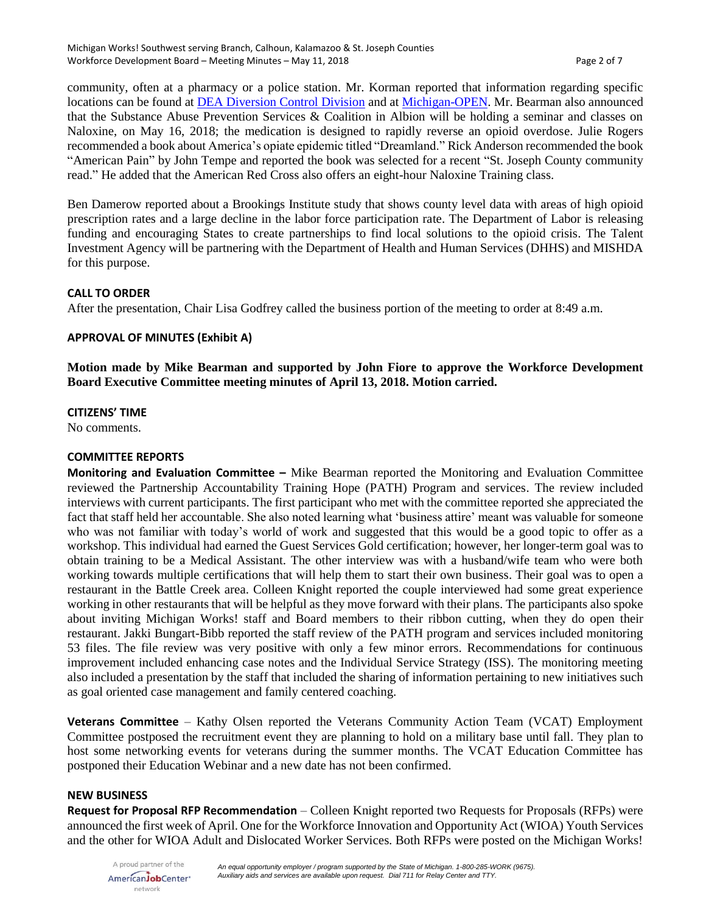community, often at a pharmacy or a police station. Mr. Korman reported that information regarding specific locations can be found at DEA Diversion Control Division and at Michigan-OPEN. Mr. Bearman also announced that the Substance Abuse Prevention Services & Coalition in Albion will be holding a seminar and classes on Naloxine, on May 16, 2018; the medication is designed to rapidly reverse an opioid overdose. Julie Rogers recommended a book about America's opiate epidemic titled "Dreamland." Rick Anderson recommended the book "American Pain" by John Tempe and reported the book was selected for a recent "St. Joseph County community read." He added that the American Red Cross also offers an eight-hour Naloxine Training class.

Ben Damerow reported about a Brookings Institute study that shows county level data with areas of high opioid prescription rates and a large decline in the labor force participation rate. The Department of Labor is releasing funding and encouraging States to create partnerships to find local solutions to the opioid crisis. The Talent Investment Agency will be partnering with the Department of Health and Human Services (DHHS) and MISHDA for this purpose.

**CALL TO ORDER**

After the presentation, Chair Lisa Godfrey called the business portion of the meeting to order at 8:49 a.m.

**APPROVAL OF MINUTES (Exhibit A)**

**Motion made by Mike Bearman and supported by John Fiore to approve the Workforce Development Board Executive Committee meeting minutes of April 13, 2018. Motion carried.**

**CITIZENS' TIME**

No comments.

**COMMITTEE REPORTS**

**Monitoring and Evaluation Committee –** Mike Bearman reported the Monitoring and Evaluation Committee reviewed the Partnership Accountability Training Hope (PATH) Program and services. The review included interviews with current participants. The first participant who met with the committee reported she appreciated the fact that staff held her accountable. She also noted learning what 'business attire' meant was valuable for someone who was not familiar with today's world of work and suggested that this would be a good topic to offer as a workshop. This individual had earned the Guest Services Gold certification; however, her longer-term goal was to obtain training to be a Medical Assistant. The other interview was with a husband/wife team who were both working towards multiple certifications that will help them to start their own business. Their goal was to open a restaurant in the Battle Creek area. Colleen Knight reported the couple interviewed had some great experience working in other restaurants that will be helpful as they move forward with their plans. The participants also spoke about inviting Michigan Works! staff and Board members to their ribbon cutting, when they do open their restaurant. Jakki Bungart-Bibb reported the staff review of the PATH program and services included monitoring 53 files. The file review was very positive with only a few minor errors. Recommendations for continuous improvement included enhancing case notes and the Individual Service Strategy (ISS). The monitoring meeting also included a presentation by the staff that included the sharing of information pertaining to new initiatives such as goal oriented case management and family centered coaching.

**Veterans Committee** – Kathy Olsen reported the Veterans Community Action Team (VCAT) Employment Committee postposed the recruitment event they are planning to hold on a military base until fall. They plan to host some networking events for veterans during the summer months. The VCAT Education Committee has postponed their Education Webinar and a new date has not been confirmed.

**NEW BUSINESS**

**Request for Proposal RFP Recommendation** – Colleen Knight reported two Requests for Proposals (RFPs) were announced the first week of April. One for the Workforce Innovation and Opportunity Act (WIOA) Youth Services and the other for WIOA Adult and Dislocated Worker Services. Both RFPs were posted on the Michigan Works!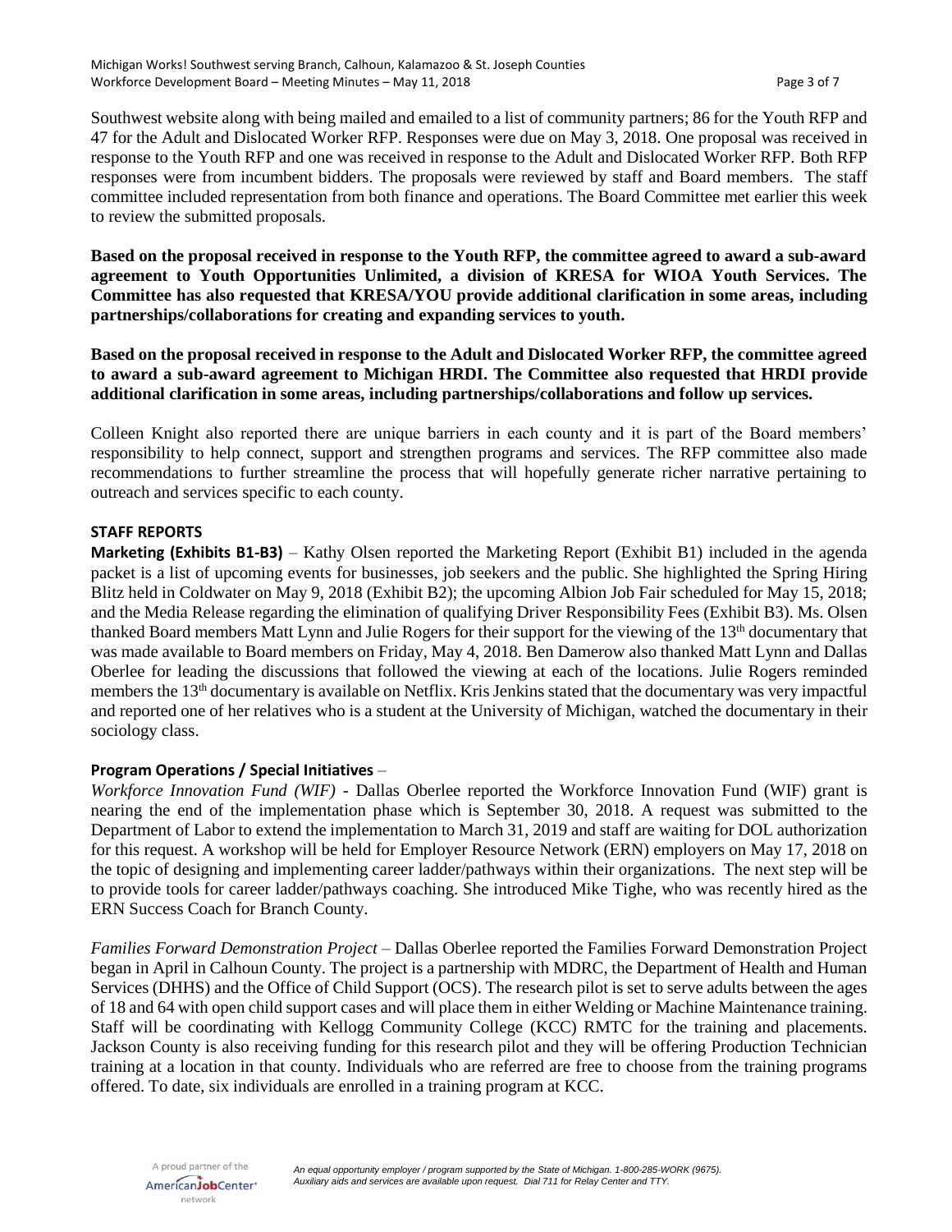Southwest website along with being mailed and emailed to a list of community partners; 86 for the Youth RFP and 47 for the Adult and Dislocated Worker RFP. Responses were due on May 3, 2018. One proposal was received in response to the Youth RFP and one was received in response to the Adult and Dislocated Worker RFP. Both RFP responses were from incumbent bidders. The proposals were reviewed by staff and Board members. The staff committee included representation from both finance and operations. The Board Committee met earlier this week to review the submitted proposals.

**Based on the proposal received in response to the Youth RFP, the committee agreed to award a sub-award agreement to Youth Opportunities Unlimited, a division of KRESA for WIOA Youth Services. The Committee has also requested that KRESA/YOU provide additional clarification in some areas, including partnerships/collaborations for creating and expanding services to youth.**

**Based on the proposal received in response to the Adult and Dislocated Worker RFP, the committee agreed to award a sub-award agreement to Michigan HRDI. The Committee also requested that HRDI provide additional clarification in some areas, including partnerships/collaborations and follow up services.**

Colleen Knight also reported there are unique barriers in each county and it is part of the Board members' responsibility to help connect, support and strengthen programs and services. The RFP committee also made recommendations to further streamline the process that will hopefully generate richer narrative pertaining to outreach and services specific to each county.

**STAFF REPORTS**

**Marketing (Exhibits B1-B3)** – Kathy Olsen reported the Marketing Report (Exhibit B1) included in the agenda packet is a list of upcoming events for businesses, job seekers and the public. She highlighted the Spring Hiring Blitz held in Coldwater on May 9, 2018 (Exhibit B2); the upcoming Albion Job Fair scheduled for May 15, 2018; and the Media Release regarding the elimination of qualifying Driver Responsibility Fees (Exhibit B3). Ms. Olsen thanked Board members Matt Lynn and Julie Rogers for their support for the viewing of the 13th documentary that was made available to Board members on Friday, May 4, 2018. Ben Damerow also thanked Matt Lynn and Dallas Oberlee for leading the discussions that followed the viewing at each of the locations. Julie Rogers reminded members the 13th documentary is available on Netflix. Kris Jenkins stated that the documentary was very impactful and reported one of her relatives who is a student at the University of Michigan, watched the documentary in their sociology class.

**Program Operations / Special Initiatives** –

*Workforce Innovation Fund (WIF)* - Dallas Oberlee reported the Workforce Innovation Fund (WIF) grant is nearing the end of the implementation phase which is September 30, 2018. A request was submitted to the Department of Labor to extend the implementation to March 31, 2019 and staff are waiting for DOL authorization for this request. A workshop will be held for Employer Resource Network (ERN) employers on May 17, 2018 on the topic of designing and implementing career ladder/pathways within their organizations. The next step will be to provide tools for career ladder/pathways coaching. She introduced Mike Tighe, who was recently hired as the ERN Success Coach for Branch County.

*Families Forward Demonstration Project* – Dallas Oberlee reported the Families Forward Demonstration Project began in April in Calhoun County. The project is a partnership with MDRC, the Department of Health and Human Services (DHHS) and the Office of Child Support (OCS). The research pilot is set to serve adults between the ages of 18 and 64 with open child support cases and will place them in either Welding or Machine Maintenance training. Staff will be coordinating with Kellogg Community College (KCC) RMTC for the training and placements. Jackson County is also receiving funding for this research pilot and they will be offering Production Technician training at a location in that county. Individuals who are referred are free to choose from the training programs offered. To date, six individuals are enrolled in a training program at KCC.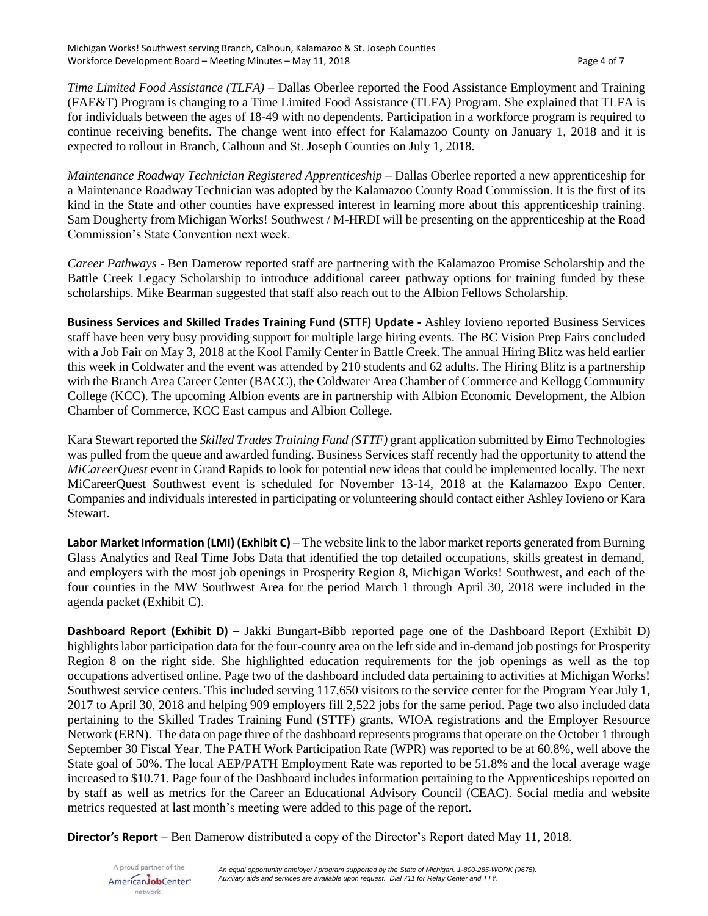*Time Limited Food Assistance (TLFA)* – Dallas Oberlee reported the Food Assistance Employment and Training (FAE&T) Program is changing to a Time Limited Food Assistance (TLFA) Program. She explained that TLFA is for individuals between the ages of 18-49 with no dependents. Participation in a workforce program is required to continue receiving benefits. The change went into effect for Kalamazoo County on January 1, 2018 and it is expected to rollout in Branch, Calhoun and St. Joseph Counties on July 1, 2018.

*Maintenance Roadway Technician Registered Apprenticeship* – Dallas Oberlee reported a new apprenticeship for a Maintenance Roadway Technician was adopted by the Kalamazoo County Road Commission. It is the first of its kind in the State and other counties have expressed interest in learning more about this apprenticeship training. Sam Dougherty from Michigan Works! Southwest / M-HRDI will be presenting on the apprenticeship at the Road Commission's State Convention next week.

*Career Pathways* - Ben Damerow reported staff are partnering with the Kalamazoo Promise Scholarship and the Battle Creek Legacy Scholarship to introduce additional career pathway options for training funded by these scholarships. Mike Bearman suggested that staff also reach out to the Albion Fellows Scholarship.

**Business Services and Skilled Trades Training Fund (STTF) Update -** Ashley Iovieno reported Business Services staff have been very busy providing support for multiple large hiring events. The BC Vision Prep Fairs concluded with a Job Fair on May 3, 2018 at the Kool Family Center in Battle Creek. The annual Hiring Blitz was held earlier this week in Coldwater and the event was attended by 210 students and 62 adults. The Hiring Blitz is a partnership with the Branch Area Career Center (BACC), the Coldwater Area Chamber of Commerce and Kellogg Community College (KCC). The upcoming Albion events are in partnership with Albion Economic Development, the Albion Chamber of Commerce, KCC East campus and Albion College.

Kara Stewart reported the *Skilled Trades Training Fund (STTF)* grant application submitted by Eimo Technologies was pulled from the queue and awarded funding. Business Services staff recently had the opportunity to attend the *MiCareerQuest* event in Grand Rapids to look for potential new ideas that could be implemented locally. The next MiCareerQuest Southwest event is scheduled for November 13-14, 2018 at the Kalamazoo Expo Center. Companies and individuals interested in participating or volunteering should contact either Ashley Iovieno or Kara Stewart.

**Labor Market Information (LMI) (Exhibit C)** – The website link to the labor market reports generated from Burning Glass Analytics and Real Time Jobs Data that identified the top detailed occupations, skills greatest in demand, and employers with the most job openings in Prosperity Region 8, Michigan Works! Southwest, and each of the four counties in the MW Southwest Area for the period March 1 through April 30, 2018 were included in the agenda packet (Exhibit C).

**Dashboard Report (Exhibit D) –** Jakki Bungart-Bibb reported page one of the Dashboard Report (Exhibit D) highlights labor participation data for the four-county area on the left side and in-demand job postings for Prosperity Region 8 on the right side. She highlighted education requirements for the job openings as well as the top occupations advertised online. Page two of the dashboard included data pertaining to activities at Michigan Works! Southwest service centers. This included serving 117,650 visitors to the service center for the Program Year July 1, 2017 to April 30, 2018 and helping 909 employers fill 2,522 jobs for the same period. Page two also included data pertaining to the Skilled Trades Training Fund (STTF) grants, WIOA registrations and the Employer Resource Network (ERN). The data on page three of the dashboard represents programs that operate on the October 1 through September 30 Fiscal Year. The PATH Work Participation Rate (WPR) was reported to be at 60.8%, well above the State goal of 50%. The local AEP/PATH Employment Rate was reported to be 51.8% and the local average wage increased to $10.71. Page four of the Dashboard includes information pertaining to the Apprenticeships reported on by staff as well as metrics for the Career an Educational Advisory Council (CEAC). Social media and website metrics requested at last month's meeting were added to this page of the report.

**Director's Report** – Ben Damerow distributed a copy of the Director's Report dated May 11, 2018.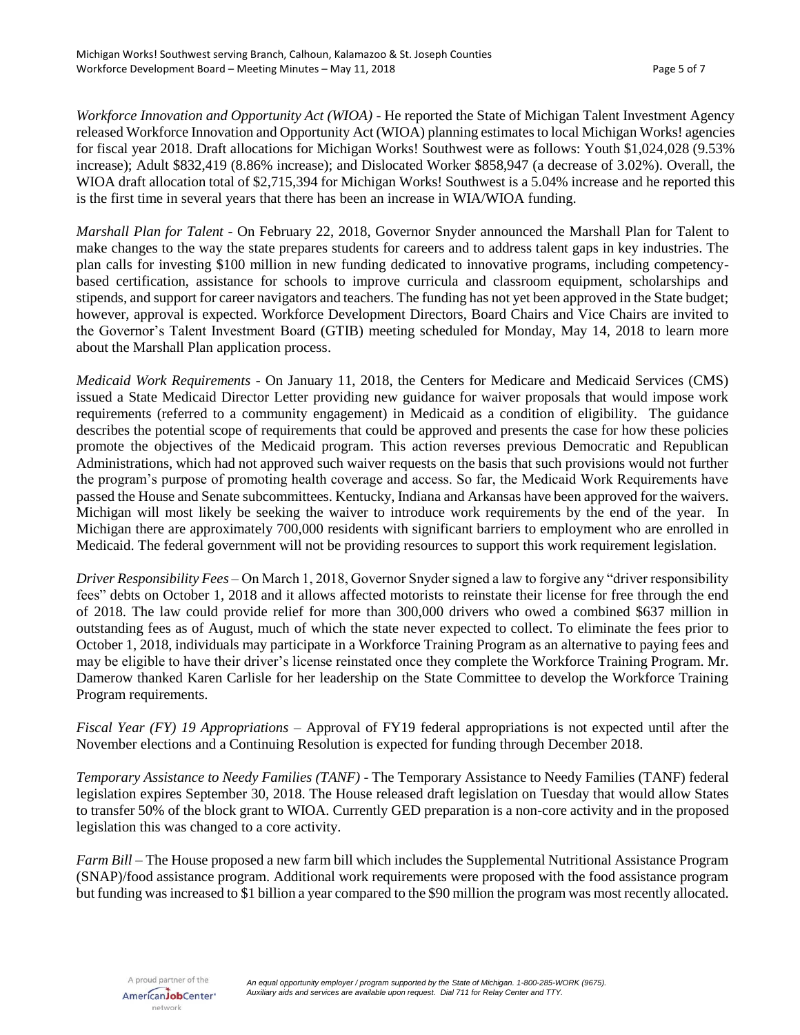*Workforce Innovation and Opportunity Act (WIOA)* - He reported the State of Michigan Talent Investment Agency released Workforce Innovation and Opportunity Act (WIOA) planning estimates to local Michigan Works! agencies for fiscal year 2018. Draft allocations for Michigan Works! Southwest were as follows: Youth $1,024,028 (9.53% increase); Adult $832,419 (8.86% increase); and Dislocated Worker $858,947 (a decrease of 3.02%). Overall, the WIOA draft allocation total of $2,715,394 for Michigan Works! Southwest is a 5.04% increase and he reported this is the first time in several years that there has been an increase in WIA/WIOA funding.

*Marshall Plan for Talent* - On February 22, 2018, Governor Snyder announced the Marshall Plan for Talent to make changes to the way the state prepares students for careers and to address talent gaps in key industries. The plan calls for investing $100 million in new funding dedicated to innovative programs, including competency-based certification, assistance for schools to improve curricula and classroom equipment, scholarships and stipends, and support for career navigators and teachers. The funding has not yet been approved in the State budget; however, approval is expected. Workforce Development Directors, Board Chairs and Vice Chairs are invited to the Governor's Talent Investment Board (GTIB) meeting scheduled for Monday, May 14, 2018 to learn more about the Marshall Plan application process.

*Medicaid Work Requirements* - On January 11, 2018, the Centers for Medicare and Medicaid Services (CMS) issued a State Medicaid Director Letter providing new guidance for waiver proposals that would impose work requirements (referred to a community engagement) in Medicaid as a condition of eligibility. The guidance describes the potential scope of requirements that could be approved and presents the case for how these policies promote the objectives of the Medicaid program. This action reverses previous Democratic and Republican Administrations, which had not approved such waiver requests on the basis that such provisions would not further the program's purpose of promoting health coverage and access. So far, the Medicaid Work Requirements have passed the House and Senate subcommittees. Kentucky, Indiana and Arkansas have been approved for the waivers. Michigan will most likely be seeking the waiver to introduce work requirements by the end of the year. In Michigan there are approximately 700,000 residents with significant barriers to employment who are enrolled in Medicaid. The federal government will not be providing resources to support this work requirement legislation.

*Driver Responsibility Fees* – On March 1, 2018, Governor Snyder signed a law to forgive any "driver responsibility fees" debts on October 1, 2018 and it allows affected motorists to reinstate their license for free through the end of 2018. The law could provide relief for more than 300,000 drivers who owed a combined $637 million in outstanding fees as of August, much of which the state never expected to collect. To eliminate the fees prior to October 1, 2018, individuals may participate in a Workforce Training Program as an alternative to paying fees and may be eligible to have their driver's license reinstated once they complete the Workforce Training Program. Mr. Damerow thanked Karen Carlisle for her leadership on the State Committee to develop the Workforce Training Program requirements.

*Fiscal Year (FY) 19 Appropriations* – Approval of FY19 federal appropriations is not expected until after the November elections and a Continuing Resolution is expected for funding through December 2018.

*Temporary Assistance to Needy Families (TANF)* - The Temporary Assistance to Needy Families (TANF) federal legislation expires September 30, 2018. The House released draft legislation on Tuesday that would allow States to transfer 50% of the block grant to WIOA. Currently GED preparation is a non-core activity and in the proposed legislation this was changed to a core activity.

*Farm Bill* – The House proposed a new farm bill which includes the Supplemental Nutritional Assistance Program (SNAP)/food assistance program. Additional work requirements were proposed with the food assistance program but funding was increased to $1 billion a year compared to the $90 million the program was most recently allocated.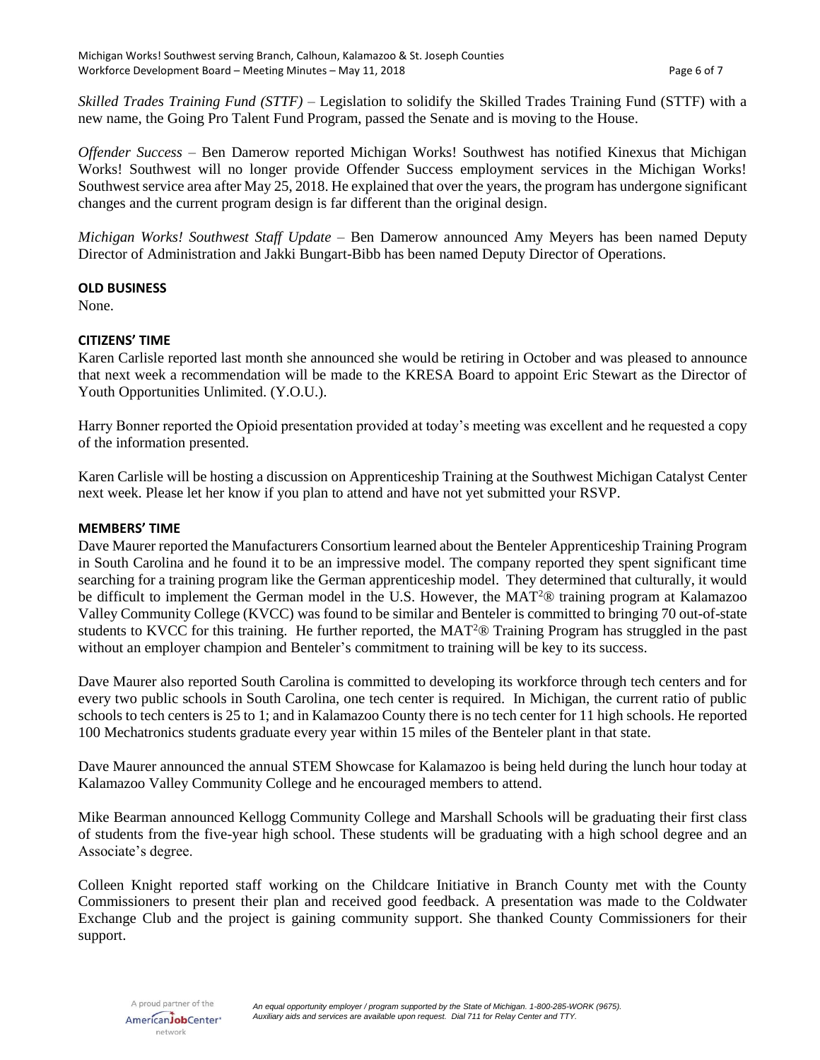*Skilled Trades Training Fund (STTF)* – Legislation to solidify the Skilled Trades Training Fund (STTF) with a new name, the Going Pro Talent Fund Program, passed the Senate and is moving to the House.

*Offender Success* – Ben Damerow reported Michigan Works! Southwest has notified Kinexus that Michigan Works! Southwest will no longer provide Offender Success employment services in the Michigan Works! Southwest service area after May 25, 2018. He explained that over the years, the program has undergone significant changes and the current program design is far different than the original design.

*Michigan Works! Southwest Staff Update* – Ben Damerow announced Amy Meyers has been named Deputy Director of Administration and Jakki Bungart-Bibb has been named Deputy Director of Operations.

**OLD BUSINESS**

None.

**CITIZENS' TIME**

Karen Carlisle reported last month she announced she would be retiring in October and was pleased to announce that next week a recommendation will be made to the KRESA Board to appoint Eric Stewart as the Director of Youth Opportunities Unlimited. (Y.O.U.).

Harry Bonner reported the Opioid presentation provided at today's meeting was excellent and he requested a copy of the information presented.

Karen Carlisle will be hosting a discussion on Apprenticeship Training at the Southwest Michigan Catalyst Center next week. Please let her know if you plan to attend and have not yet submitted your RSVP.

**MEMBERS' TIME**

Dave Maurer reported the Manufacturers Consortium learned about the Benteler Apprenticeship Training Program in South Carolina and he found it to be an impressive model. The company reported they spent significant time searching for a training program like the German apprenticeship model. They determined that culturally, it would be difficult to implement the German model in the U.S. However, the MAT$^2$® training program at Kalamazoo Valley Community College (KVCC) was found to be similar and Benteler is committed to bringing 70 out-of-state students to KVCC for this training. He further reported, the MAT$^2$® Training Program has struggled in the past without an employer champion and Benteler's commitment to training will be key to its success.

Dave Maurer also reported South Carolina is committed to developing its workforce through tech centers and for every two public schools in South Carolina, one tech center is required. In Michigan, the current ratio of public schools to tech centers is 25 to 1; and in Kalamazoo County there is no tech center for 11 high schools. He reported 100 Mechatronics students graduate every year within 15 miles of the Benteler plant in that state.

Dave Maurer announced the annual STEM Showcase for Kalamazoo is being held during the lunch hour today at Kalamazoo Valley Community College and he encouraged members to attend.

Mike Bearman announced Kellogg Community College and Marshall Schools will be graduating their first class of students from the five-year high school. These students will be graduating with a high school degree and an Associate's degree.

Colleen Knight reported staff working on the Childcare Initiative in Branch County met with the County Commissioners to present their plan and received good feedback. A presentation was made to the Coldwater Exchange Club and the project is gaining community support. She thanked County Commissioners for their support.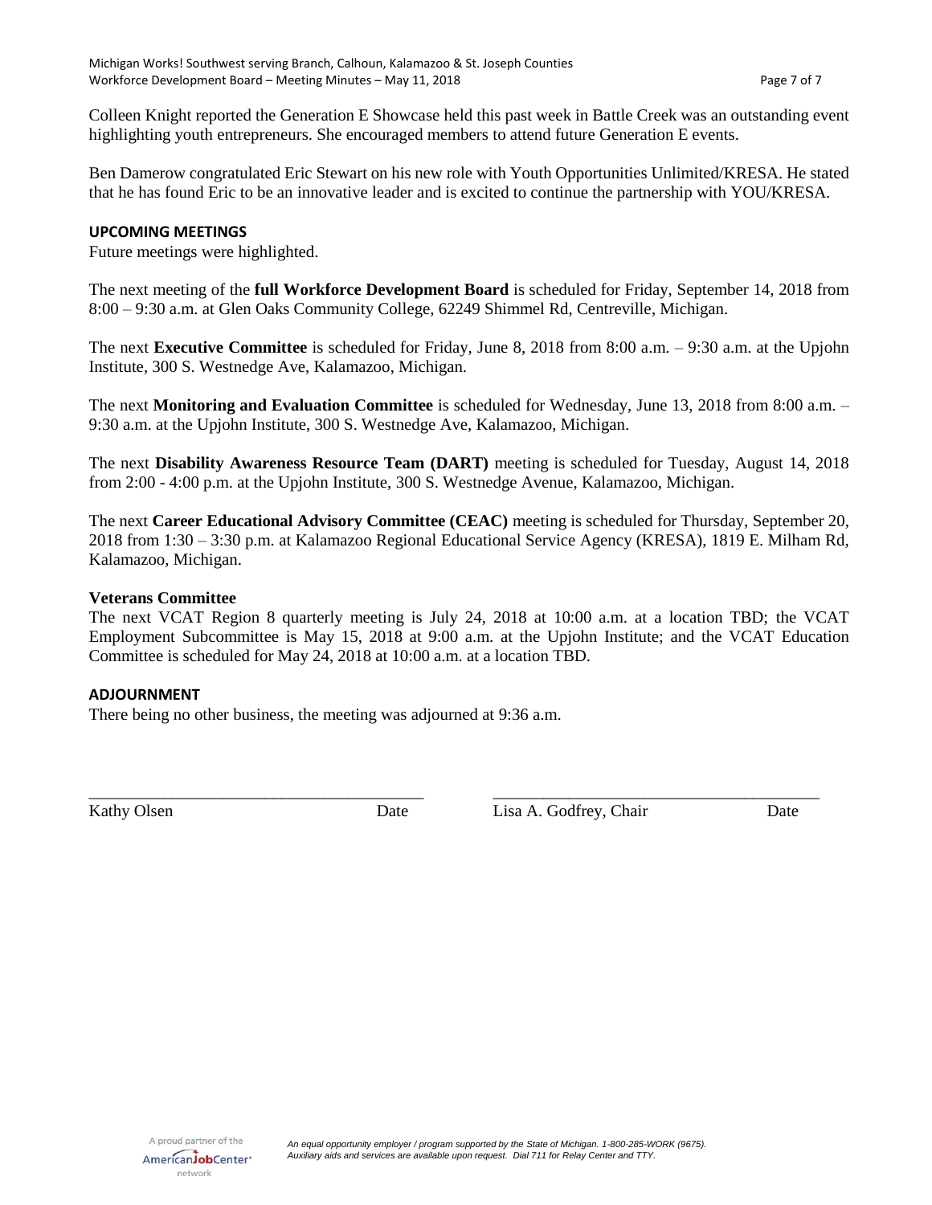Colleen Knight reported the Generation E Showcase held this past week in Battle Creek was an outstanding event highlighting youth entrepreneurs. She encouraged members to attend future Generation E events.

Ben Damerow congratulated Eric Stewart on his new role with Youth Opportunities Unlimited/KRESA. He stated that he has found Eric to be an innovative leader and is excited to continue the partnership with YOU/KRESA.

**UPCOMING MEETINGS**

Future meetings were highlighted.

The next meeting of the **full Workforce Development Board** is scheduled for Friday, September 14, 2018 from 8:00 – 9:30 a.m. at Glen Oaks Community College, 62249 Shimmel Rd, Centreville, Michigan.

The next **Executive Committee** is scheduled for Friday, June 8, 2018 from 8:00 a.m. – 9:30 a.m. at the Upjohn Institute, 300 S. Westnedge Ave, Kalamazoo, Michigan.

The next **Monitoring and Evaluation Committee** is scheduled for Wednesday, June 13, 2018 from 8:00 a.m. – 9:30 a.m. at the Upjohn Institute, 300 S. Westnedge Ave, Kalamazoo, Michigan.

The next **Disability Awareness Resource Team (DART)** meeting is scheduled for Tuesday, August 14, 2018 from 2:00 - 4:00 p.m. at the Upjohn Institute, 300 S. Westnedge Avenue, Kalamazoo, Michigan.

The next **Career Educational Advisory Committee (CEAC)** meeting is scheduled for Thursday, September 20, 2018 from 1:30 – 3:30 p.m. at Kalamazoo Regional Educational Service Agency (KRESA), 1819 E. Milham Rd, Kalamazoo, Michigan.

**Veterans Committee**

The next VCAT Region 8 quarterly meeting is July 24, 2018 at 10:00 a.m. at a location TBD; the VCAT Employment Subcommittee is May 15, 2018 at 9:00 a.m. at the Upjohn Institute; and the VCAT Education Committee is scheduled for May 24, 2018 at 10:00 a.m. at a location TBD.

**ADJOURNMENT**

There being no other business, the meeting was adjourned at 9:36 a.m.

\_\_\_\_\_\_\_\_\_\_\_\_\_\_\_\_\_\_\_\_\_\_\_\_\_\_\_\_\_\_\_\_\_\_\_\_\_\_\_\_ \_\_\_\_\_\_\_\_\_\_\_\_\_\_\_\_\_\_\_\_\_\_\_\_\_\_\_\_\_\_\_\_\_\_\_\_\_\_\_\_

Kathy Olsen Date Lisa A. Godfrey, Chair Date

A proud partner of the AmericanJobCenter network

*An equal opportunity employer / program supported by the State of Michigan. 1-800-285-WORK (9675). Auxiliary aids and services are available upon request. Dial 711 for Relay Center and TTY.*